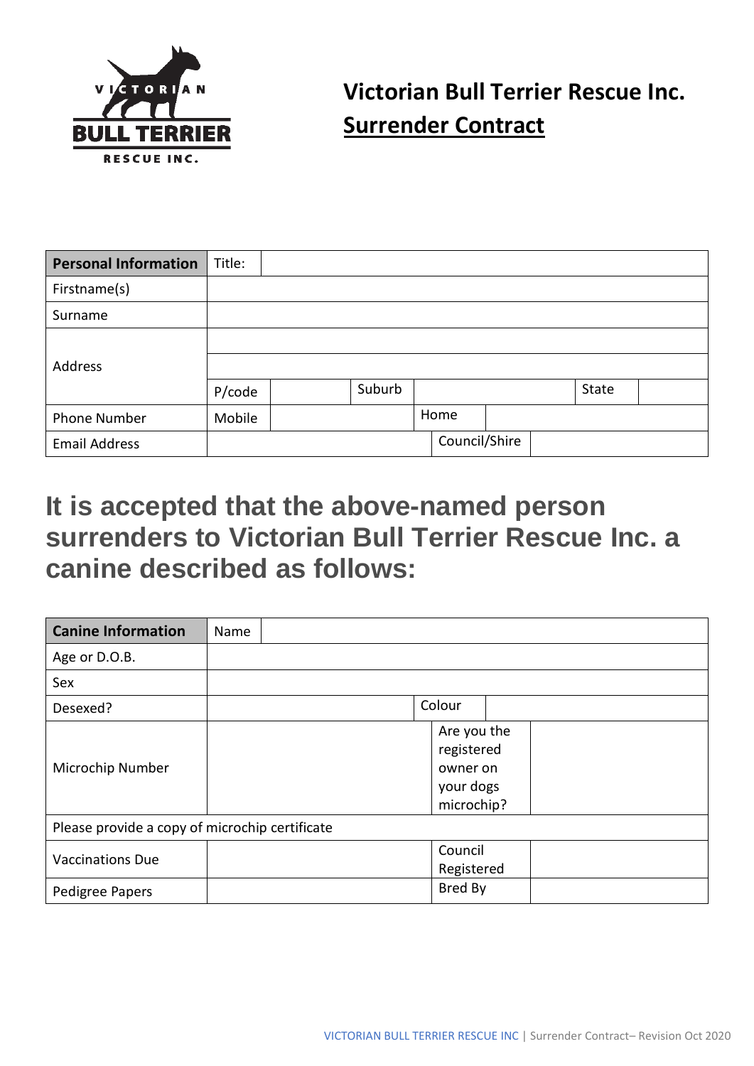# Victorian Bull Terrier Rescue Inc.

## Surrender Contract

| **Personal Information** | Title: | | | | | |
|---|---|---|---|---|---|---|
| Firstname(s) | | | | | | |
| Surname | | | | | | |
| Address | | | | | | |
| | | | | | | |
| | P/code | | Suburb | | State | |
| Phone Number | Mobile | | Home | | | |
| Email Address | | | Council/Shire | | | |

## It is accepted that the above-named person surrenders to Victorian Bull Terrier Rescue Inc. a canine described as follows:

| **Canine Information** | Name | | |
|---|---|---|---|
| Age or D.O.B. | | | |
| Sex | | | |
| Desexed? | | Colour | |
| Microchip Number | | Are you the registered owner on your dogs microchip? | |
| Please provide a copy of microchip certificate | | | |
| Vaccinations Due | | Council Registered | |
| Pedigree Papers | | Bred By | |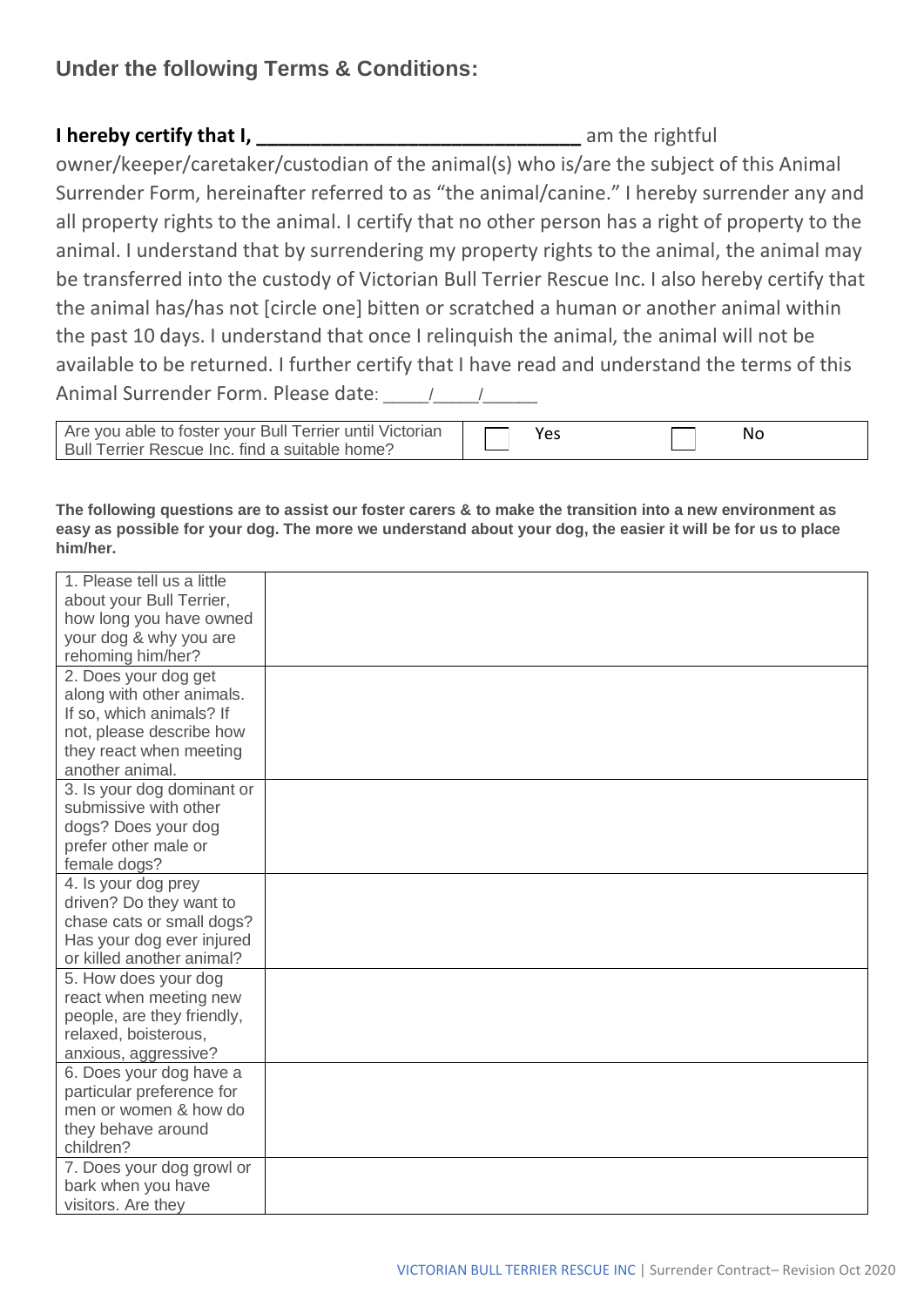## Under the following Terms & Conditions:

**I hereby certify that I, ______________________________** am the rightful owner/keeper/caretaker/custodian of the animal(s) who is/are the subject of this Animal Surrender Form, hereinafter referred to as "the animal/canine." I hereby surrender any and all property rights to the animal. I certify that no other person has a right of property to the animal. I understand that by surrendering my property rights to the animal, the animal may be transferred into the custody of Victorian Bull Terrier Rescue Inc. I also hereby certify that the animal has/has not [circle one] bitten or scratched a human or another animal within the past 10 days. I understand that once I relinquish the animal, the animal will not be available to be returned. I further certify that I have read and understand the terms of this Animal Surrender Form. Please date: ____/____/_____

| Are you able to foster your Bull Terrier until Victorian Bull Terrier Rescue Inc. find a suitable home? | ☐ Yes | ☐ No |
|---|---|---|

**The following questions are to assist our foster carers & to make the transition into a new environment as easy as possible for your dog. The more we understand about your dog, the easier it will be for us to place him/her.**

| | |
|---|---|
| 1. Please tell us a little about your Bull Terrier, how long you have owned your dog & why you are rehoming him/her? | |
| 2. Does your dog get along with other animals. If so, which animals? If not, please describe how they react when meeting another animal. | |
| 3. Is your dog dominant or submissive with other dogs? Does your dog prefer other male or female dogs? | |
| 4. Is your dog prey driven? Do they want to chase cats or small dogs? Has your dog ever injured or killed another animal? | |
| 5. How does your dog react when meeting new people, are they friendly, relaxed, boisterous, anxious, aggressive? | |
| 6. Does your dog have a particular preference for men or women & how do they behave around children? | |
| 7. Does your dog growl or bark when you have visitors. Are they | |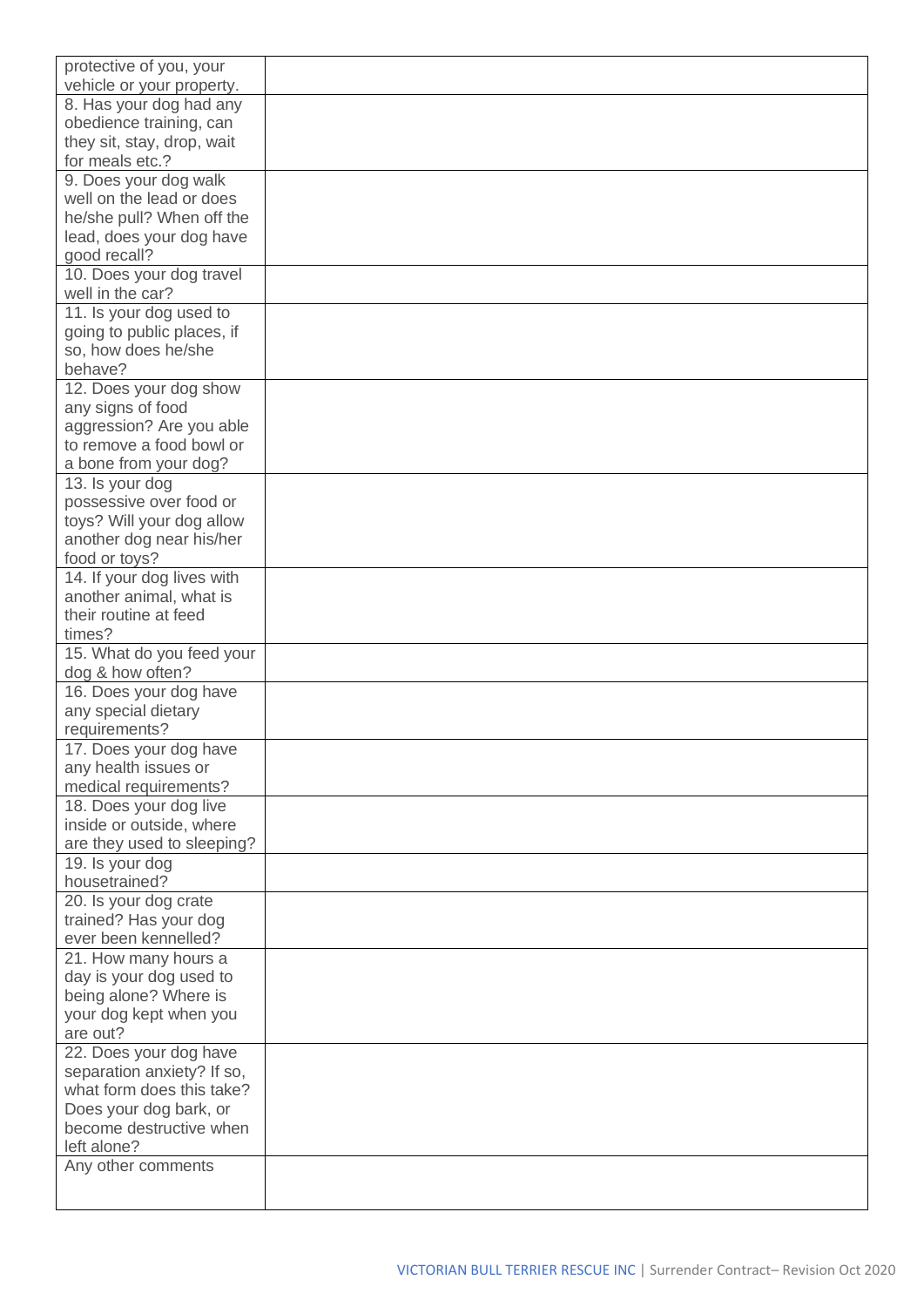| | |
|---|---|
| protective of you, your vehicle or your property. | |
| 8. Has your dog had any obedience training, can they sit, stay, drop, wait for meals etc.? | |
| 9. Does your dog walk well on the lead or does he/she pull? When off the lead, does your dog have good recall? | |
| 10. Does your dog travel well in the car? | |
| 11. Is your dog used to going to public places, if so, how does he/she behave? | |
| 12. Does your dog show any signs of food aggression? Are you able to remove a food bowl or a bone from your dog? | |
| 13. Is your dog possessive over food or toys? Will your dog allow another dog near his/her food or toys? | |
| 14. If your dog lives with another animal, what is their routine at feed times? | |
| 15. What do you feed your dog & how often? | |
| 16. Does your dog have any special dietary requirements? | |
| 17. Does your dog have any health issues or medical requirements? | |
| 18. Does your dog live inside or outside, where are they used to sleeping? | |
| 19. Is your dog housetrained? | |
| 20. Is your dog crate trained? Has your dog ever been kennelled? | |
| 21. How many hours a day is your dog used to being alone? Where is your dog kept when you are out? | |
| 22. Does your dog have separation anxiety? If so, what form does this take? Does your dog bark, or become destructive when left alone? | |
| Any other comments | |